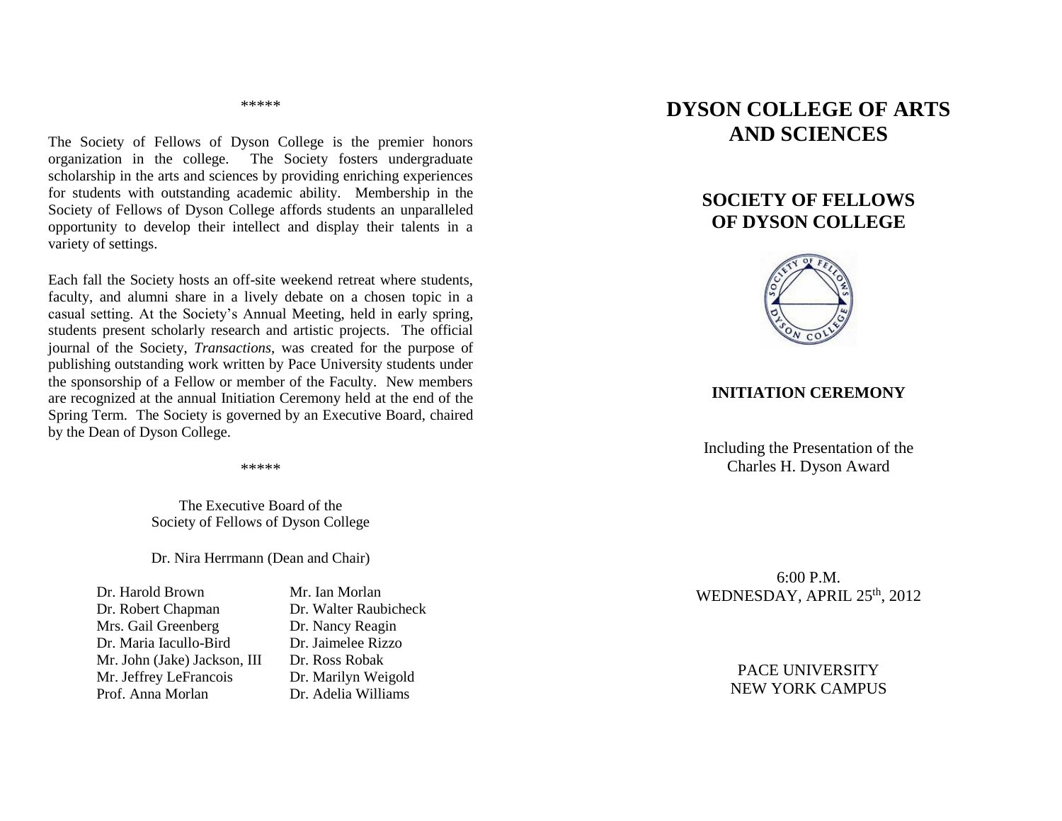\*\*\*\*\*

The Society of Fellows of Dyson College is the premier honors organization in the college. The Society fosters undergraduate scholarship in the arts and sciences by providing enriching experiences for students with outstanding academic ability. Membership in the Society of Fellows of Dyson College affords students an unparalleled opportunity to develop their intellect and display their talents in a variety of settings.

Each fall the Society hosts an off-site weekend retreat where students, faculty, and alumni share in a lively debate on a chosen topic in a casual setting. At the Society's Annual Meeting, held in early spring, students present scholarly research and artistic projects. The official journal of the Society, *Transactions*, was created for the purpose of publishing outstanding work written by Pace University students under the sponsorship of a Fellow or member of the Faculty. New members are recognized at the annual Initiation Ceremony held at the end of the Spring Term. The Society is governed by an Executive Board, chaired by the Dean of Dyson College.

\*\*\*\*\*

The Executive Board of the
Society of Fellows of Dyson College

Dr. Nira Herrmann (Dean and Chair)

Dr. Harold Brown
Dr. Robert Chapman
Mrs. Gail Greenberg
Dr. Maria Iacullo-Bird
Mr. John (Jake) Jackson, III
Mr. Jeffrey LeFrancois
Prof. Anna Morlan
Mr. Ian Morlan
Dr. Walter Raubicheck
Dr. Nancy Reagin
Dr. Jaimelee Rizzo
Dr. Ross Robak
Dr. Marilyn Weigold
Dr. Adelia Williams

# DYSON COLLEGE OF ARTS AND SCIENCES

## SOCIETY OF FELLOWS OF DYSON COLLEGE

### INITIATION CEREMONY

Including the Presentation of the
Charles H. Dyson Award

6:00 P.M.
WEDNESDAY, APRIL 25th, 2012

PACE UNIVERSITY
NEW YORK CAMPUS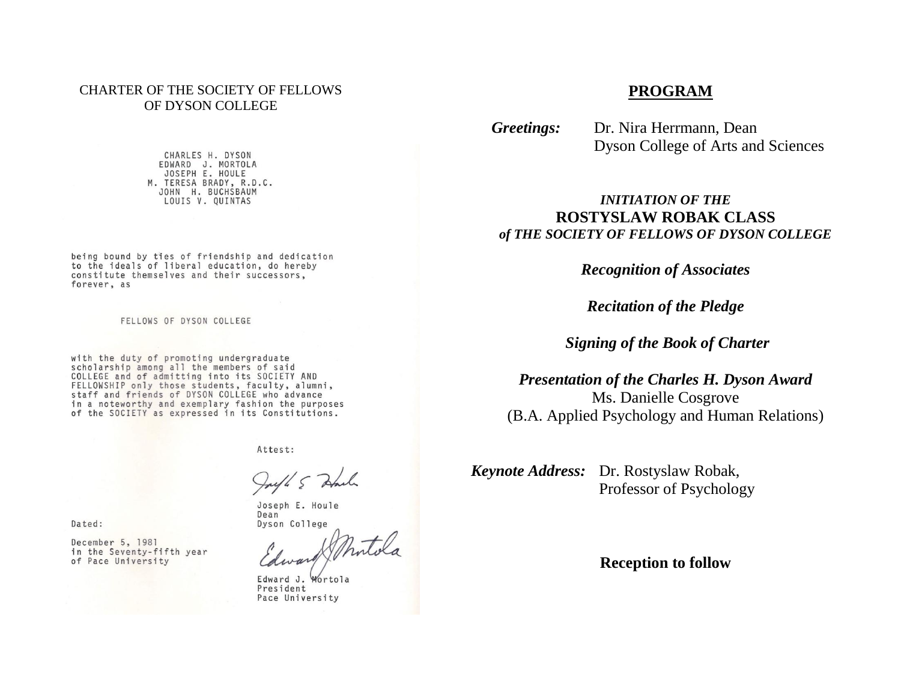CHARTER OF THE SOCIETY OF FELLOWS
OF DYSON COLLEGE

CHARLES H. DYSON
EDWARD J. MORTOLA
JOSEPH E. HOULE
M. TERESA BRADY, R.D.C.
JOHN H. BUCHSBAUM
LOUIS V. QUINTAS

being bound by ties of friendship and dedication to the ideals of liberal education, do hereby constitute themselves and their successors, forever, as

FELLOWS OF DYSON COLLEGE

with the duty of promoting undergraduate scholarship among all the members of said COLLEGE and of admitting into its SOCIETY AND FELLOWSHIP only those students, faculty, alumni, staff and friends of DYSON COLLEGE who advance in a noteworthy and exemplary fashion the purposes of the SOCIETY as expressed in its Constitutions.

Attest:

Joseph E. Houle
Dean
Dyson College

Edward J. Mortola
President
Pace University

Dated:

December 5, 1981
in the Seventy-fifth year
of Pace University

## PROGRAM

***Greetings:*** Dr. Nira Herrmann, Dean
Dyson College of Arts and Sciences

***INITIATION OF THE***
**ROSTYSLAW ROBAK CLASS**
***of THE SOCIETY OF FELLOWS OF DYSON COLLEGE***

***Recognition of Associates***

***Recitation of the Pledge***

***Signing of the Book of Charter***

***Presentation of the Charles H. Dyson Award***
Ms. Danielle Cosgrove
(B.A. Applied Psychology and Human Relations)

***Keynote Address:*** Dr. Rostyslaw Robak,
Professor of Psychology

**Reception to follow**